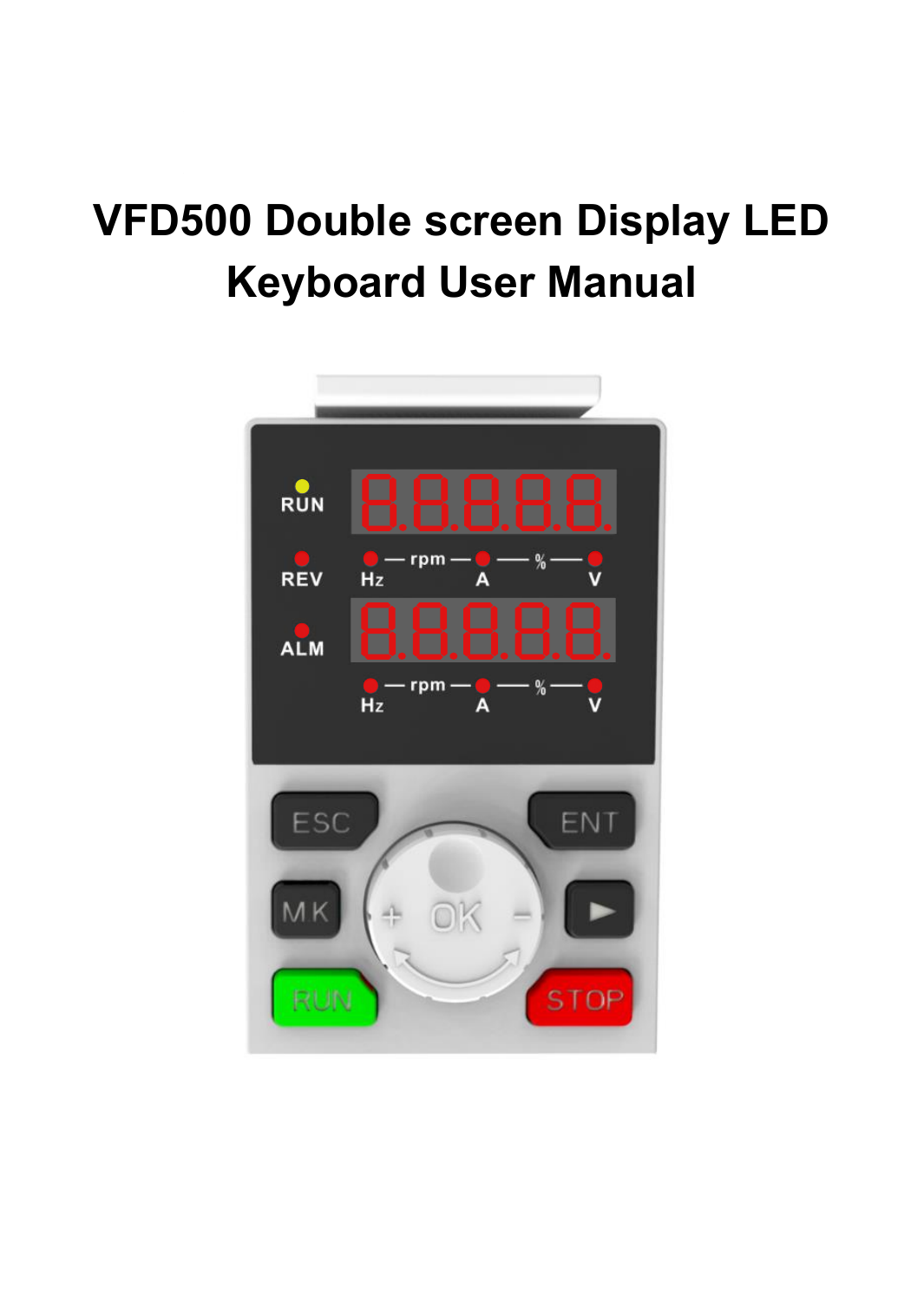# VFD500 Double screen Display LED Keyboard User Manual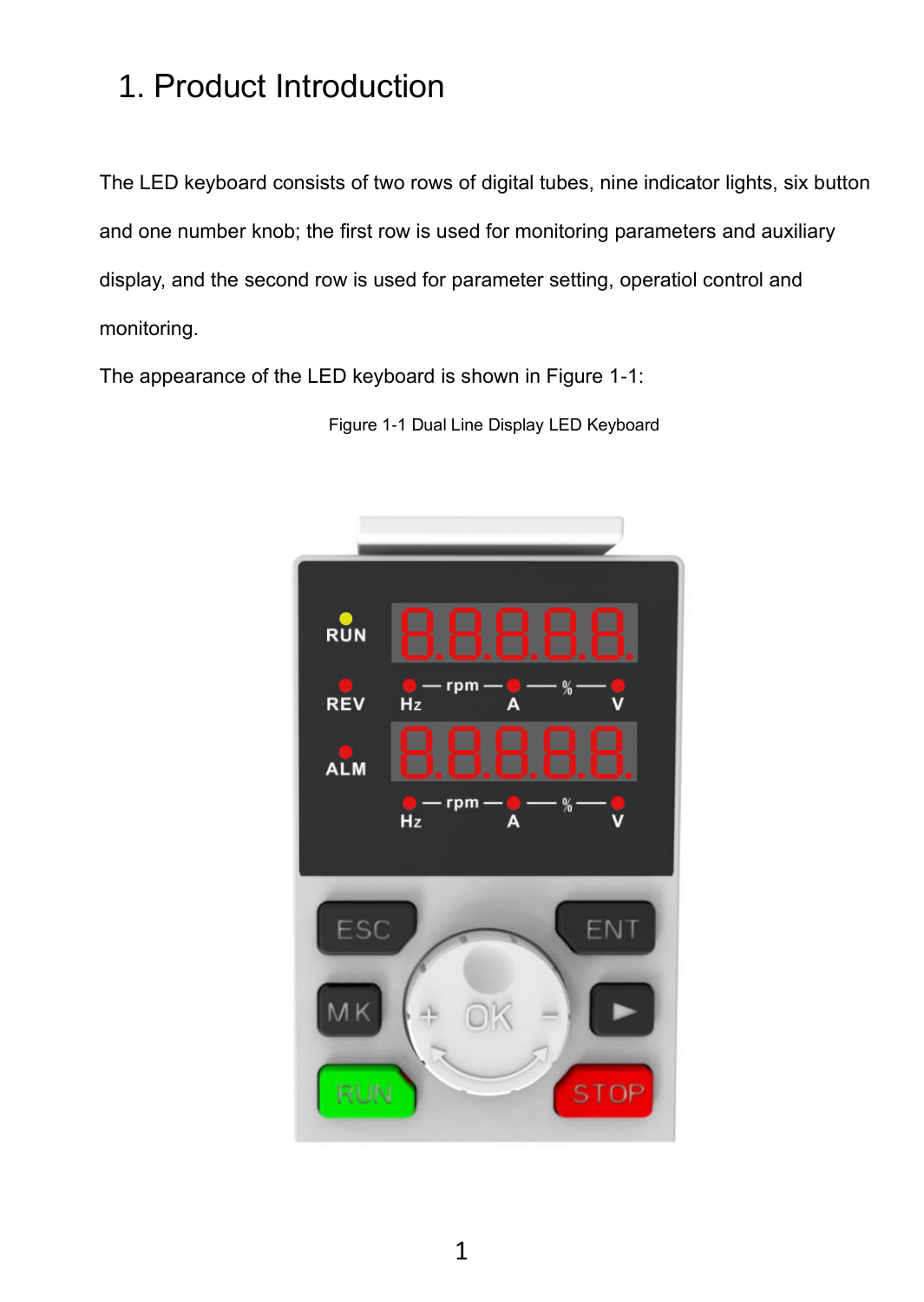# 1. Product Introduction

The LED keyboard consists of two rows of digital tubes, nine indicator lights, six button and one number knob; the first row is used for monitoring parameters and auxiliary display, and the second row is used for parameter setting, operatiol control and monitoring.

The appearance of the LED keyboard is shown in Figure 1-1:

Figure 1-1 Dual Line Display LED Keyboard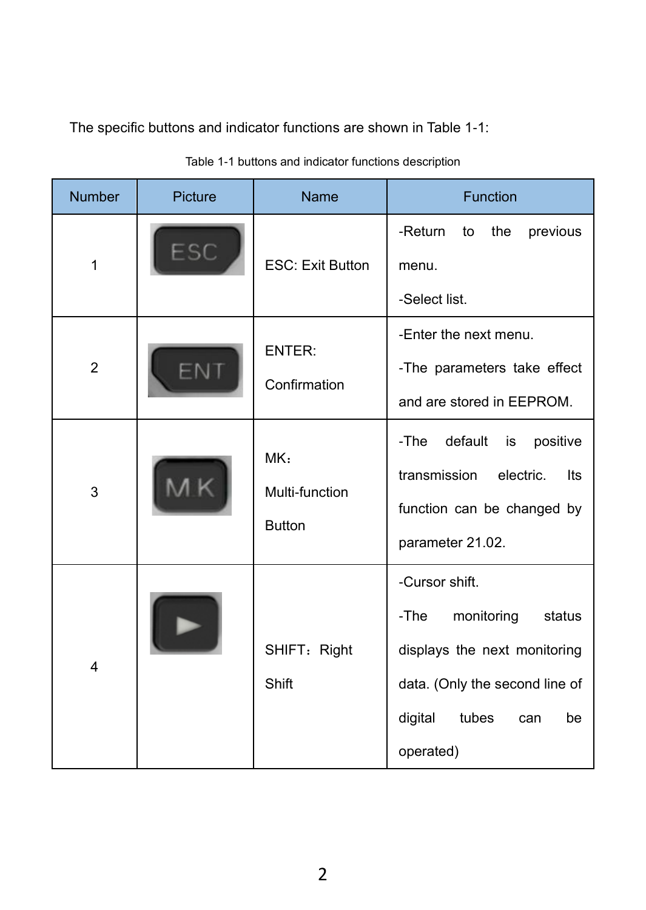The specific buttons and indicator functions are shown in Table 1-1:

Table 1-1 buttons and indicator functions description

| Number | Picture | Name | Function |
| --- | --- | --- | --- |
| 1 | | ESC: Exit Button | -Return to the previous menu.<br>-Select list. |
| 2 | | ENTER: Confirmation | -Enter the next menu.<br>-The parameters take effect and are stored in EEPROM. |
| 3 | | MK：Multi-function Button | -The default is positive transmission electric. Its function can be changed by parameter 21.02. |
| 4 | | SHIFT：Right Shift | -Cursor shift.<br>-The monitoring status displays the next monitoring data. (Only the second line of digital tubes can be operated) |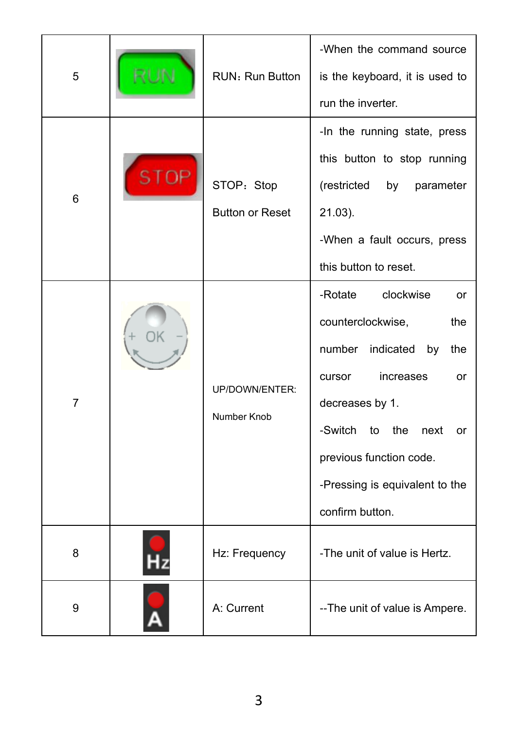| 5 | RUN | RUN：Run Button | -When the command source is the keyboard, it is used to run the inverter. |
|---|---|---|---|
| 6 | STOP | STOP：Stop Button or Reset | -In the running state, press this button to stop running (restricted by parameter 21.03).<br>-When a fault occurs, press this button to reset. |
| 7 | + OK − | UP/DOWN/ENTER: Number Knob | -Rotate clockwise or counterclockwise, the number indicated by the cursor increases or decreases by 1.<br>-Switch to the next or previous function code.<br>-Pressing is equivalent to the confirm button. |
| 8 | Hz | Hz: Frequency | -The unit of value is Hertz. |
| 9 | A | A: Current | --The unit of value is Ampere. |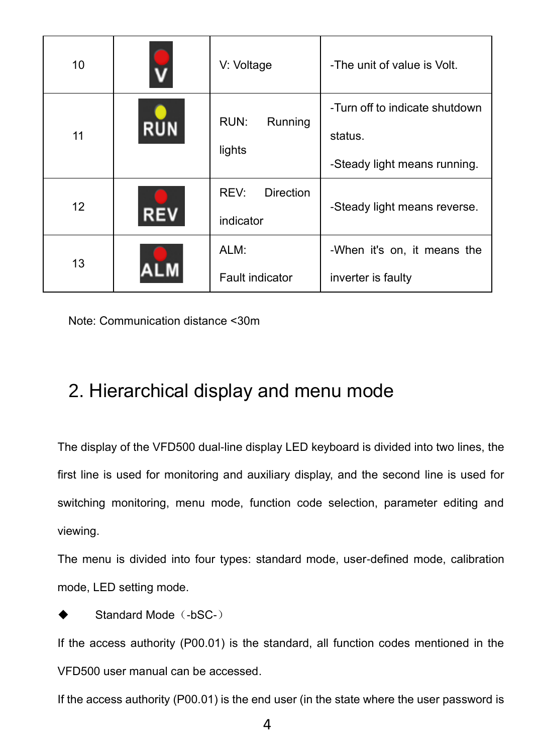| 10 | V | V: Voltage | -The unit of value is Volt. |
|---|---|---|---|
| 11 | RUN | RUN: Running lights | -Turn off to indicate shutdown status.<br>-Steady light means running. |
| 12 | REV | REV: Direction indicator | -Steady light means reverse. |
| 13 | ALM | ALM: Fault indicator | -When it's on, it means the inverter is faulty |

Note: Communication distance <30m

## 2. Hierarchical display and menu mode

The display of the VFD500 dual-line display LED keyboard is divided into two lines, the first line is used for monitoring and auxiliary display, and the second line is used for switching monitoring, menu mode, function code selection, parameter editing and viewing.

The menu is divided into four types: standard mode, user-defined mode, calibration mode, LED setting mode.

◆ Standard Mode（-bSC-）

If the access authority (P00.01) is the standard, all function codes mentioned in the VFD500 user manual can be accessed.

If the access authority (P00.01) is the end user (in the state where the user password is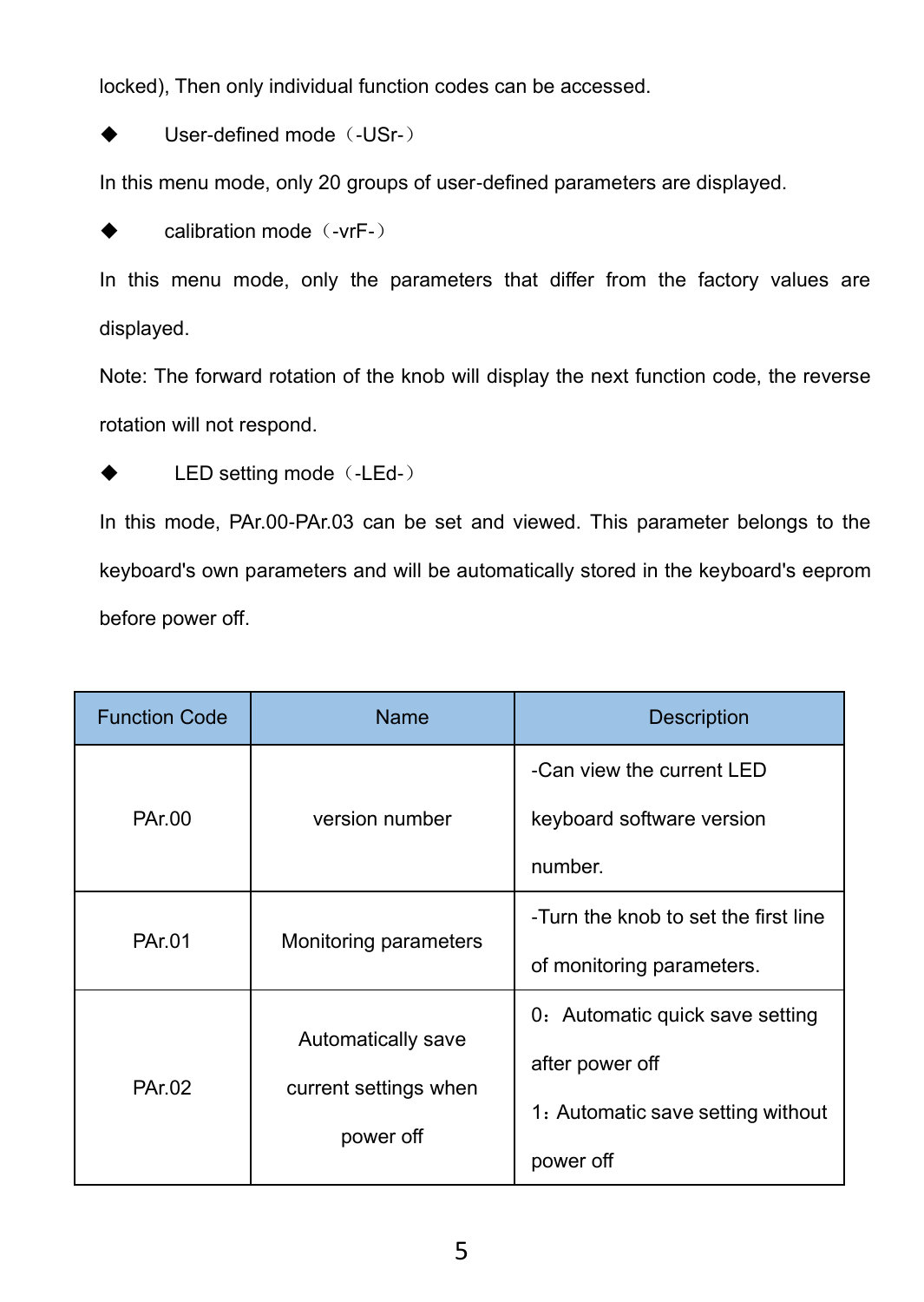locked), Then only individual function codes can be accessed.

◆ User-defined mode（-USr-）

In this menu mode, only 20 groups of user-defined parameters are displayed.

◆ calibration mode（-vrF-）

In this menu mode, only the parameters that differ from the factory values are displayed.

Note: The forward rotation of the knob will display the next function code, the reverse rotation will not respond.

◆ LED setting mode（-LEd-）

In this mode, PAr.00-PAr.03 can be set and viewed. This parameter belongs to the keyboard's own parameters and will be automatically stored in the keyboard's eeprom before power off.

| Function Code | Name | Description |
|---|---|---|
| PAr.00 | version number | -Can view the current LED keyboard software version number. |
| PAr.01 | Monitoring parameters | -Turn the knob to set the first line of monitoring parameters. |
| PAr.02 | Automatically save current settings when power off | 0：Automatic quick save setting after power off<br>1：Automatic save setting without power off |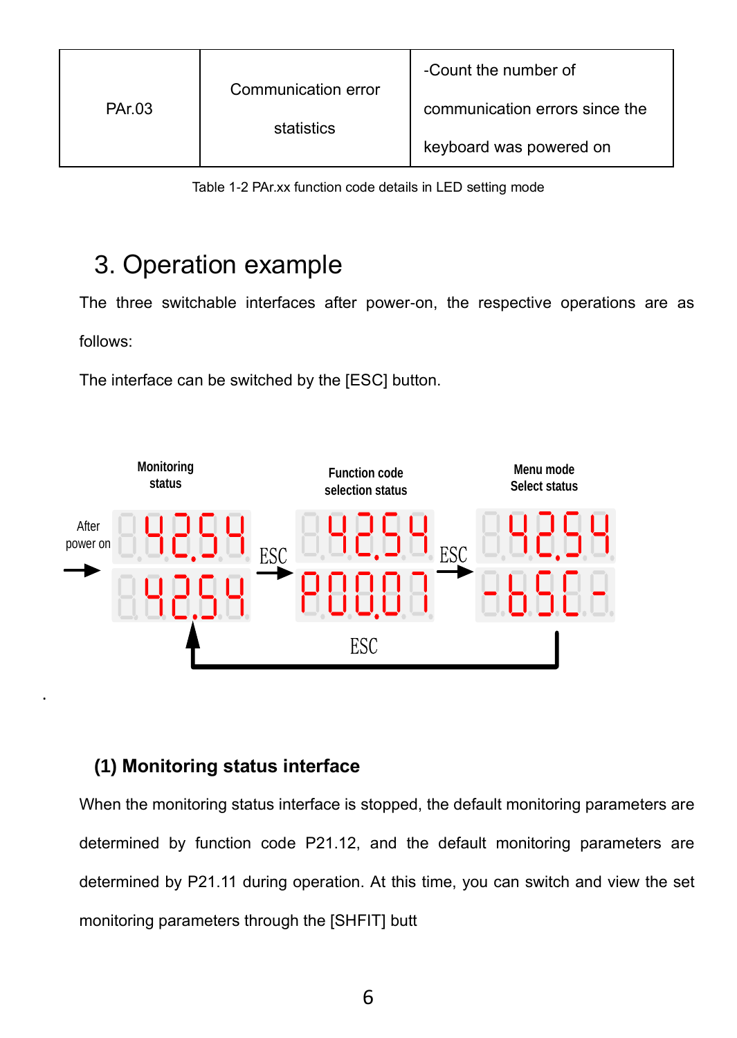| PAr.03 | Communication error statistics | -Count the number of communication errors since the keyboard was powered on |
|---|---|---|

Table 1-2 PAr.xx function code details in LED setting mode

## 3. Operation example

The three switchable interfaces after power-on, the respective operations are as follows:

The interface can be switched by the [ESC] button.

Monitoring status — Function code selection status — Menu mode Select status

After power on → 4254 / 4254 —ESC→ 4254 / P0007 —ESC→ 4254 / -b5C- —ESC→ (back to Monitoring status)

.

### (1) Monitoring status interface

When the monitoring status interface is stopped, the default monitoring parameters are determined by function code P21.12, and the default monitoring parameters are determined by P21.11 during operation. At this time, you can switch and view the set monitoring parameters through the [SHFIT] butt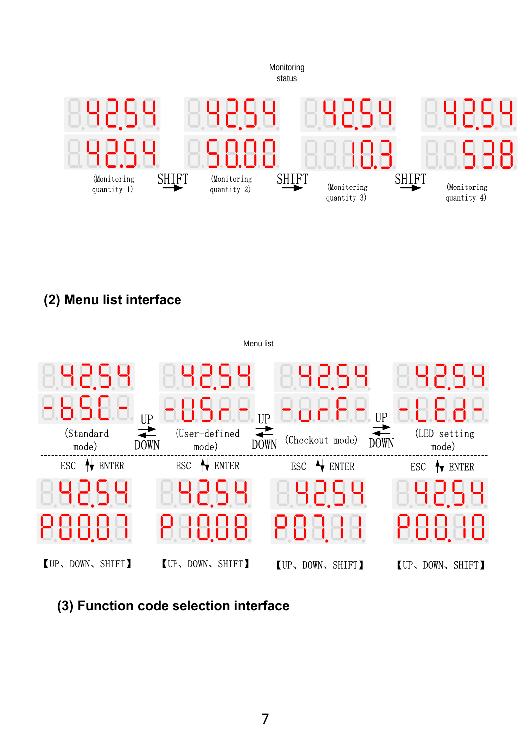Monitoring status

| 4254 / 4254 | | 4254 / 50.00 | | 4254 / 10.3 | | 4254 / 538 |
|---|---|---|---|---|---|---|
| (Monitoring quantity 1) | SHIFT → | (Monitoring quantity 2) | SHIFT → | (Monitoring quantity 3) | SHIFT → | (Monitoring quantity 4) |

## (2) Menu list interface

Menu list

| 4254 / -bSC- | | 4254 / -USr- | | 4254 / -urF- | | 4254 / -LEd- |
|---|---|---|---|---|---|---|
| (Standard mode) | UP ⇄ DOWN | (User-defined mode) | UP ⇄ DOWN | (Checkout mode) | UP ⇄ DOWN | (LED setting mode) |
| ESC ⇅ ENTER | | ESC ⇅ ENTER | | ESC ⇅ ENTER | | ESC ⇅ ENTER |
| 4254 / P00.07 | | 4254 / P10.08 | | 4254 / P07.11 | | 4254 / P00.10 |
| 【UP、DOWN、SHIFT】 | | 【UP、DOWN、SHIFT】 | | 【UP、DOWN、SHIFT】 | | 【UP、DOWN、SHIFT】 |

## (3) Function code selection interface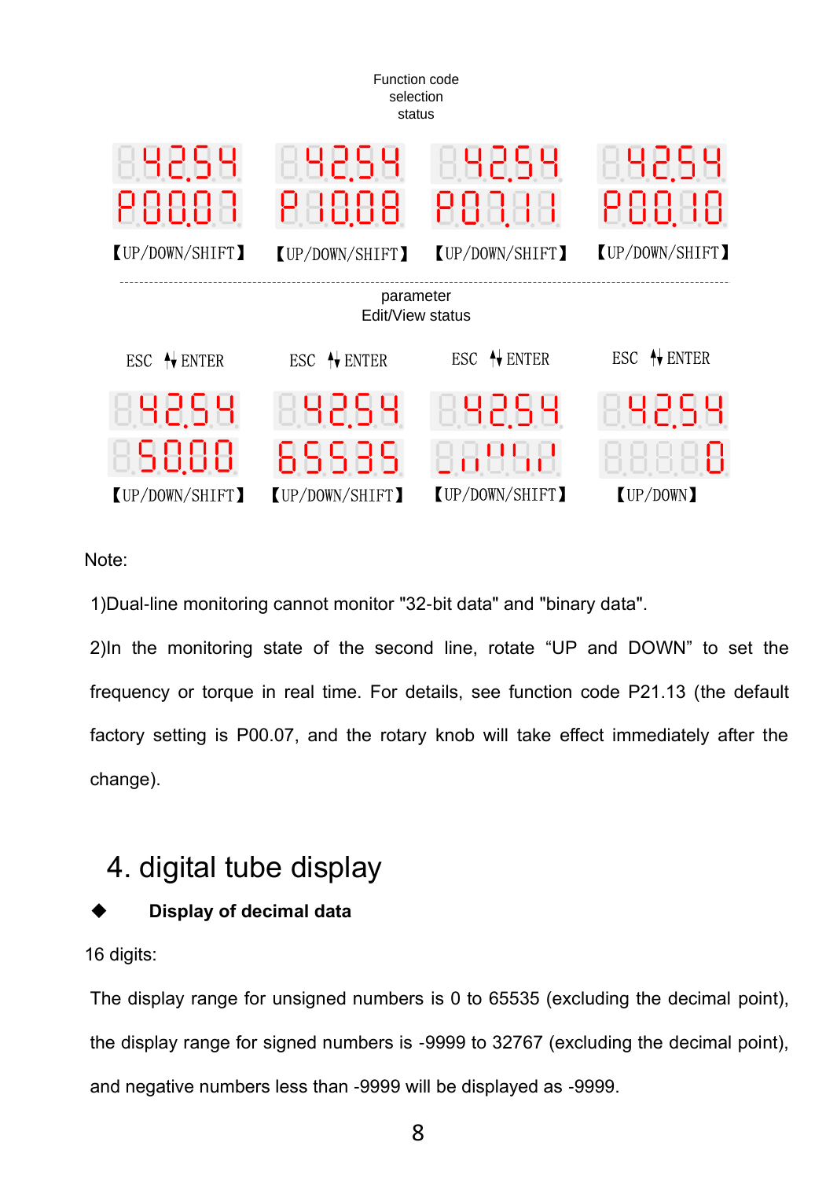Function code selection status

| 42.54 | 42.54 | 42.54 | 42.54 |
| --- | --- | --- | --- |
| P00.07 | P10.08 | P07.11 | P00.10 |
| 【UP/DOWN/SHIFT】 | 【UP/DOWN/SHIFT】 | 【UP/DOWN/SHIFT】 | 【UP/DOWN/SHIFT】 |

parameter Edit/View status

| ESC ↕ ENTER | ESC ↕ ENTER | ESC ↕ ENTER | ESC ↕ ENTER |
| --- | --- | --- | --- |
| 42.54 | 42.54 | 42.54 | 42.54 |
| 50.00 | 65535 | | 0 |
| 【UP/DOWN/SHIFT】 | 【UP/DOWN/SHIFT】 | 【UP/DOWN/SHIFT】 | 【UP/DOWN】 |

Note:

1)Dual-line monitoring cannot monitor "32-bit data" and "binary data".

2)In the monitoring state of the second line, rotate “UP and DOWN” to set the frequency or torque in real time. For details, see function code P21.13 (the default factory setting is P00.07, and the rotary knob will take effect immediately after the change).

# 4. digital tube display

◆ **Display of decimal data**

16 digits:

The display range for unsigned numbers is 0 to 65535 (excluding the decimal point), the display range for signed numbers is -9999 to 32767 (excluding the decimal point), and negative numbers less than -9999 will be displayed as -9999.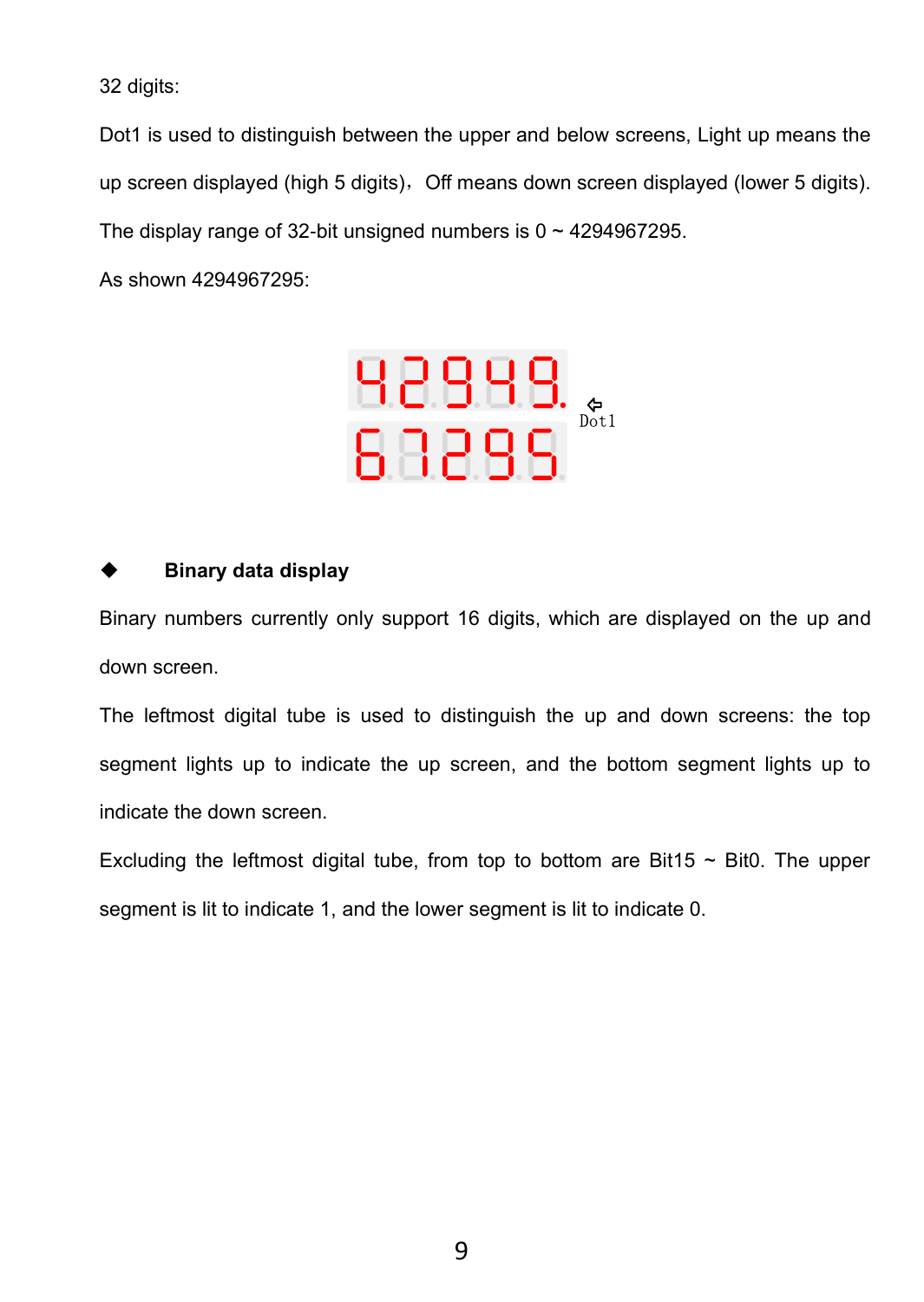32 digits:

Dot1 is used to distinguish between the upper and below screens, Light up means the up screen displayed (high 5 digits)， Off means down screen displayed (lower 5 digits).

The display range of 32-bit unsigned numbers is 0 ~ 4294967295.

As shown 4294967295:

42949.
67295

Dot1

- **Binary data display**

Binary numbers currently only support 16 digits, which are displayed on the up and down screen.

The leftmost digital tube is used to distinguish the up and down screens: the top segment lights up to indicate the up screen, and the bottom segment lights up to indicate the down screen.

Excluding the leftmost digital tube, from top to bottom are Bit15 ~ Bit0. The upper segment is lit to indicate 1, and the lower segment is lit to indicate 0.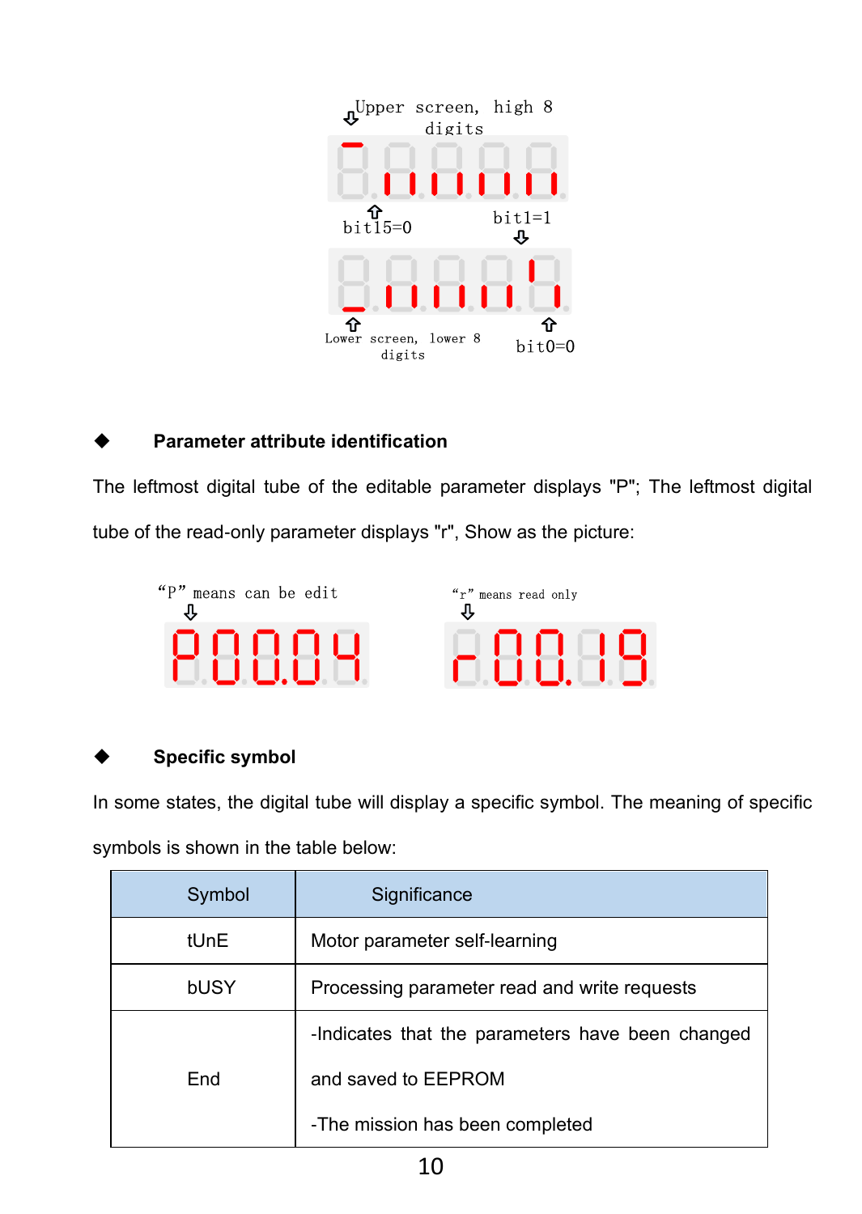Upper screen, high 8 digits

bit15=0

bit1=1

Lower screen, lower 8 digits

bit0=0

- **Parameter attribute identification**

The leftmost digital tube of the editable parameter displays "P"; The leftmost digital tube of the read-only parameter displays "r", Show as the picture:

"P" means can be edit

"r" means read only

- **Specific symbol**

In some states, the digital tube will display a specific symbol. The meaning of specific symbols is shown in the table below:

| Symbol | Significance |
| --- | --- |
| tUnE | Motor parameter self-learning |
| bUSY | Processing parameter read and write requests |
| End | -Indicates that the parameters have been changed and saved to EEPROM<br>-The mission has been completed |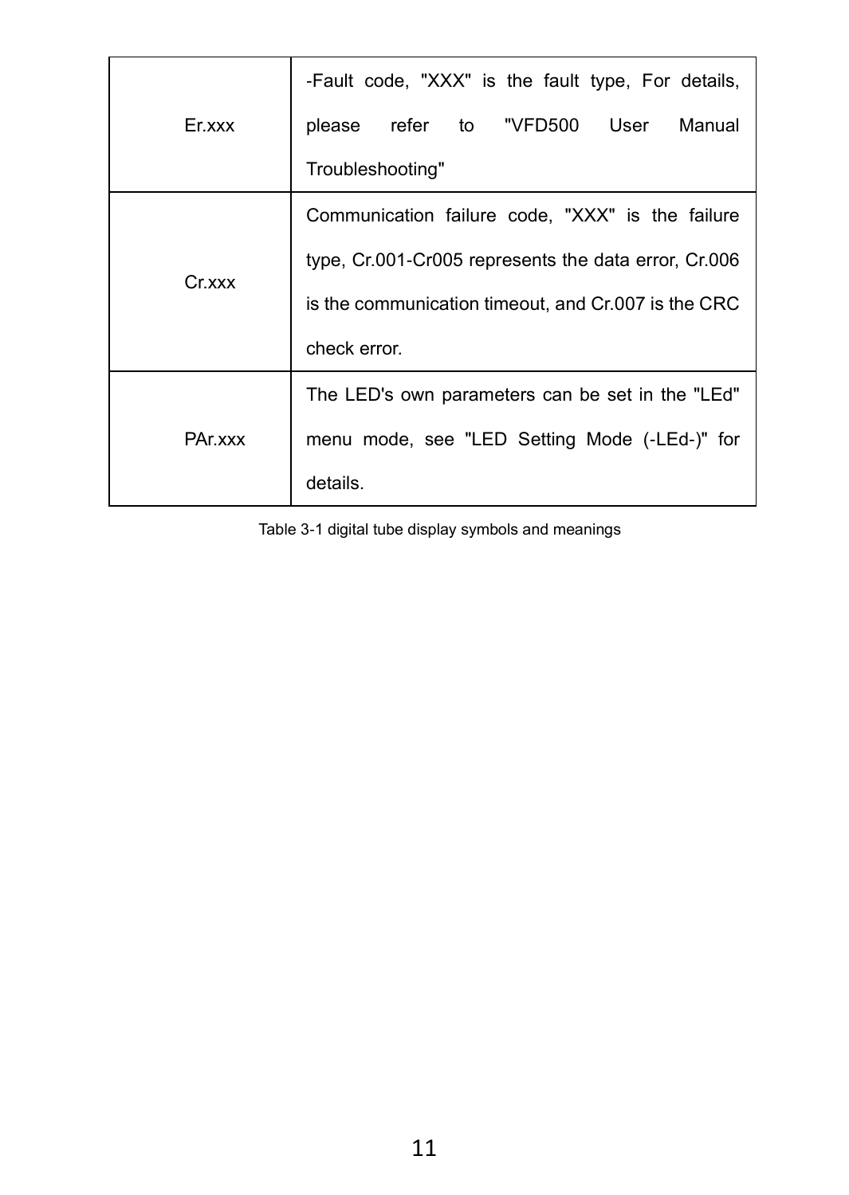| | |
|---|---|
| Er.xxx | -Fault code, "XXX" is the fault type, For details, please refer to "VFD500 User Manual Troubleshooting" |
| Cr.xxx | Communication failure code, "XXX" is the failure type, Cr.001-Cr005 represents the data error, Cr.006 is the communication timeout, and Cr.007 is the CRC check error. |
| PAr.xxx | The LED's own parameters can be set in the "LEd" menu mode, see "LED Setting Mode (-LEd-)" for details. |

Table 3-1 digital tube display symbols and meanings